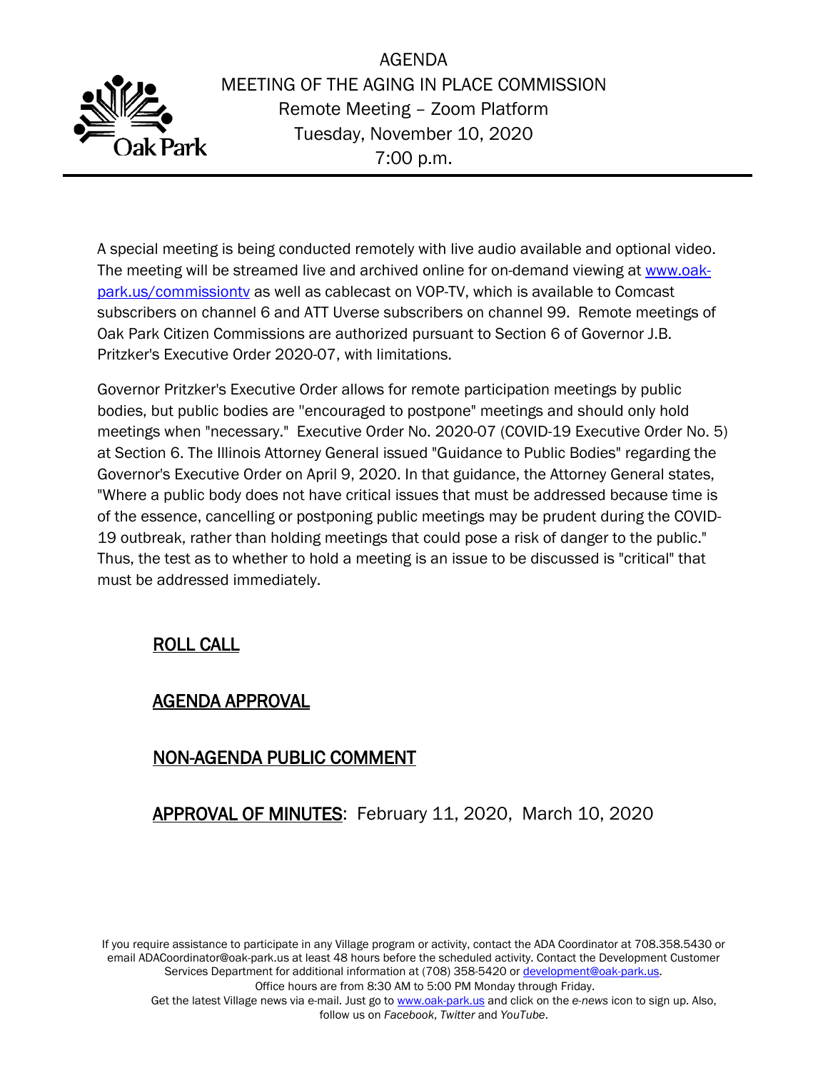# AGENDA
## MEETING OF THE AGING IN PLACE COMMISSION
Remote Meeting – Zoom Platform
Tuesday, November 10, 2020
7:00 p.m.

A special meeting is being conducted remotely with live audio available and optional video. The meeting will be streamed live and archived online for on-demand viewing at www.oak-park.us/commissiontv as well as cablecast on VOP-TV, which is available to Comcast subscribers on channel 6 and ATT Uverse subscribers on channel 99. Remote meetings of Oak Park Citizen Commissions are authorized pursuant to Section 6 of Governor J.B. Pritzker's Executive Order 2020-07, with limitations.

Governor Pritzker's Executive Order allows for remote participation meetings by public bodies, but public bodies are "encouraged to postpone" meetings and should only hold meetings when "necessary." Executive Order No. 2020-07 (COVID-19 Executive Order No. 5) at Section 6. The Illinois Attorney General issued "Guidance to Public Bodies" regarding the Governor's Executive Order on April 9, 2020. In that guidance, the Attorney General states, "Where a public body does not have critical issues that must be addressed because time is of the essence, cancelling or postponing public meetings may be prudent during the COVID-19 outbreak, rather than holding meetings that could pose a risk of danger to the public." Thus, the test as to whether to hold a meeting is an issue to be discussed is "critical" that must be addressed immediately.

**ROLL CALL**

**AGENDA APPROVAL**

**NON-AGENDA PUBLIC COMMENT**

**APPROVAL OF MINUTES**: February 11, 2020, March 10, 2020

If you require assistance to participate in any Village program or activity, contact the ADA Coordinator at 708.358.5430 or email ADACoordinator@oak-park.us at least 48 hours before the scheduled activity. Contact the Development Customer Services Department for additional information at (708) 358-5420 or development@oak-park.us.
Office hours are from 8:30 AM to 5:00 PM Monday through Friday.
Get the latest Village news via e-mail. Just go to www.oak-park.us and click on the *e-news* icon to sign up. Also, follow us on *Facebook*, *Twitter* and *YouTube*.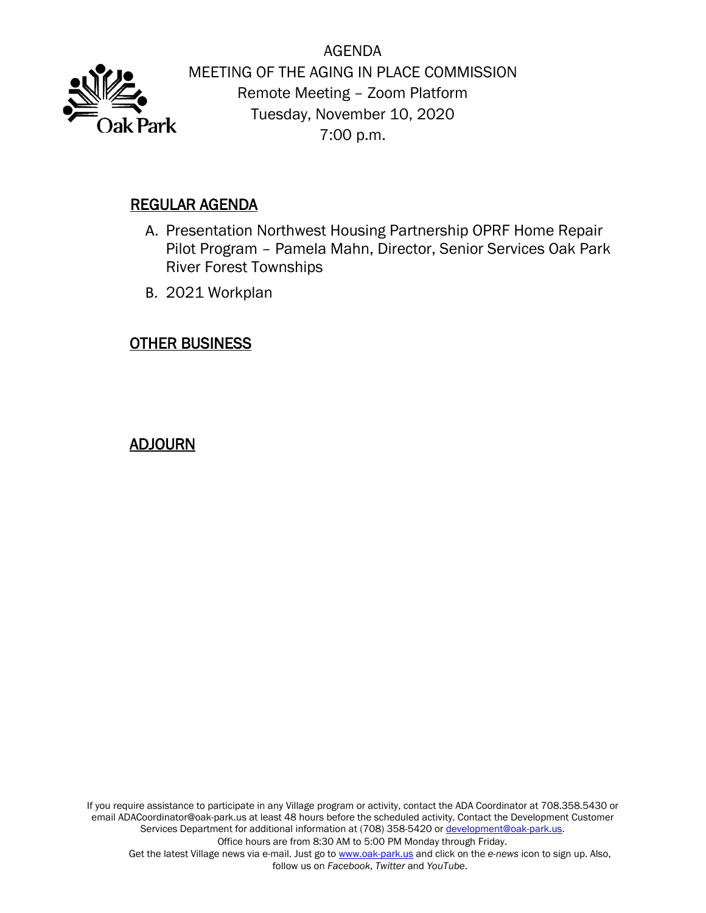AGENDA

MEETING OF THE AGING IN PLACE COMMISSION

Remote Meeting – Zoom Platform

Tuesday, November 10, 2020

7:00 p.m.

## REGULAR AGENDA

A. Presentation Northwest Housing Partnership OPRF Home Repair Pilot Program – Pamela Mahn, Director, Senior Services Oak Park River Forest Townships

B. 2021 Workplan

## OTHER BUSINESS

## ADJOURN

If you require assistance to participate in any Village program or activity, contact the ADA Coordinator at 708.358.5430 or email ADACoordinator@oak-park.us at least 48 hours before the scheduled activity. Contact the Development Customer Services Department for additional information at (708) 358-5420 or development@oak-park.us.

Office hours are from 8:30 AM to 5:00 PM Monday through Friday.

Get the latest Village news via e-mail. Just go to www.oak-park.us and click on the *e-news* icon to sign up. Also, follow us on *Facebook*, *Twitter* and *YouTube*.